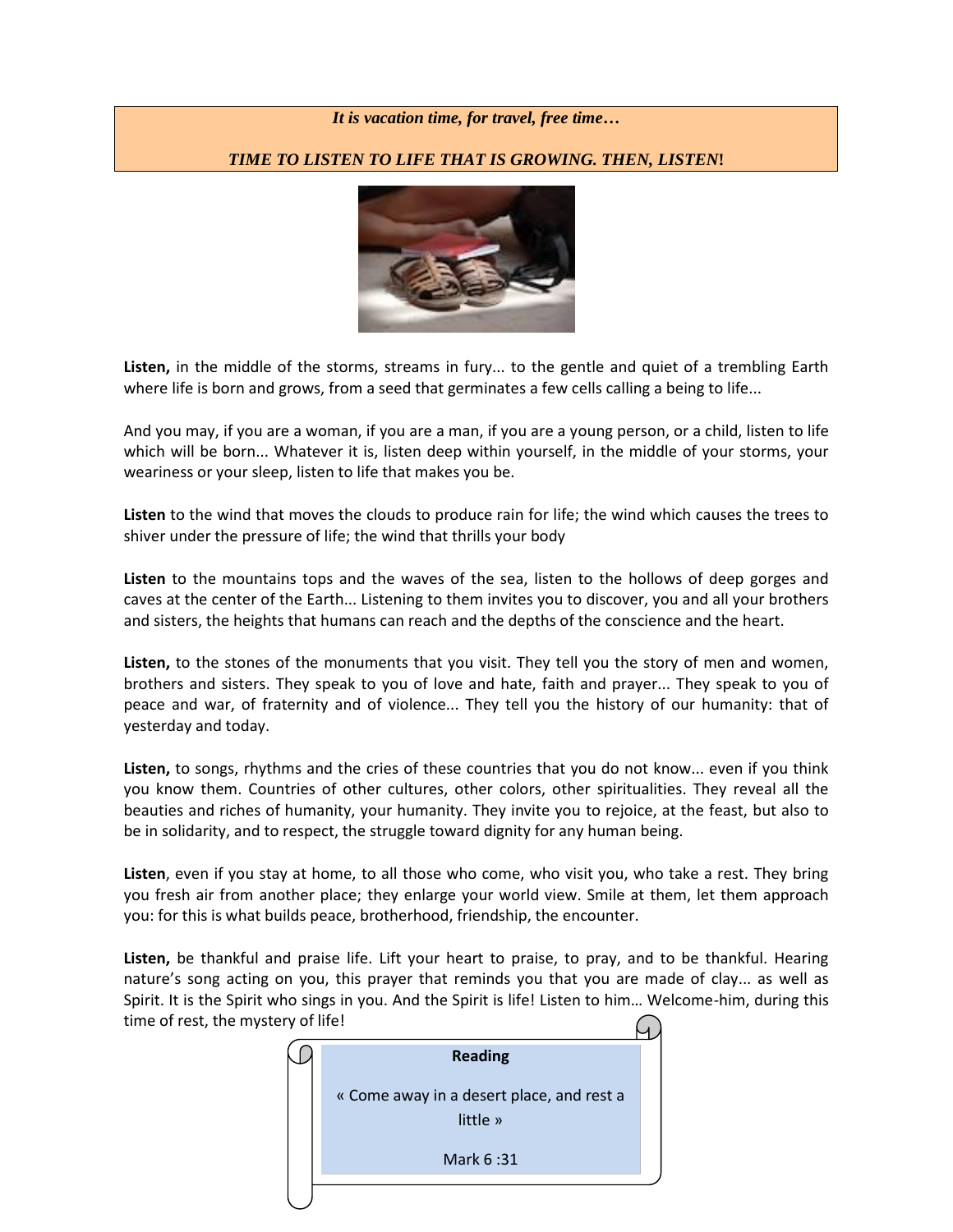***It is vacation time, for travel, free time…***

***TIME TO LISTEN TO LIFE THAT IS GROWING. THEN, LISTEN!***

**Listen,** in the middle of the storms, streams in fury... to the gentle and quiet of a trembling Earth where life is born and grows, from a seed that germinates a few cells calling a being to life...

And you may, if you are a woman, if you are a man, if you are a young person, or a child, listen to life which will be born... Whatever it is, listen deep within yourself, in the middle of your storms, your weariness or your sleep, listen to life that makes you be.

**Listen** to the wind that moves the clouds to produce rain for life; the wind which causes the trees to shiver under the pressure of life; the wind that thrills your body

**Listen** to the mountains tops and the waves of the sea, listen to the hollows of deep gorges and caves at the center of the Earth... Listening to them invites you to discover, you and all your brothers and sisters, the heights that humans can reach and the depths of the conscience and the heart.

**Listen,** to the stones of the monuments that you visit. They tell you the story of men and women, brothers and sisters. They speak to you of love and hate, faith and prayer... They speak to you of peace and war, of fraternity and of violence... They tell you the history of our humanity: that of yesterday and today.

**Listen,** to songs, rhythms and the cries of these countries that you do not know... even if you think you know them. Countries of other cultures, other colors, other spiritualities. They reveal all the beauties and riches of humanity, your humanity. They invite you to rejoice, at the feast, but also to be in solidarity, and to respect, the struggle toward dignity for any human being.

**Listen**, even if you stay at home, to all those who come, who visit you, who take a rest. They bring you fresh air from another place; they enlarge your world view. Smile at them, let them approach you: for this is what builds peace, brotherhood, friendship, the encounter.

**Listen,** be thankful and praise life. Lift your heart to praise, to pray, and to be thankful. Hearing nature's song acting on you, this prayer that reminds you that you are made of clay... as well as Spirit. It is the Spirit who sings in you. And the Spirit is life! Listen to him… Welcome-him, during this time of rest, the mystery of life!

**Reading**

« Come away in a desert place, and rest a little »

Mark 6 :31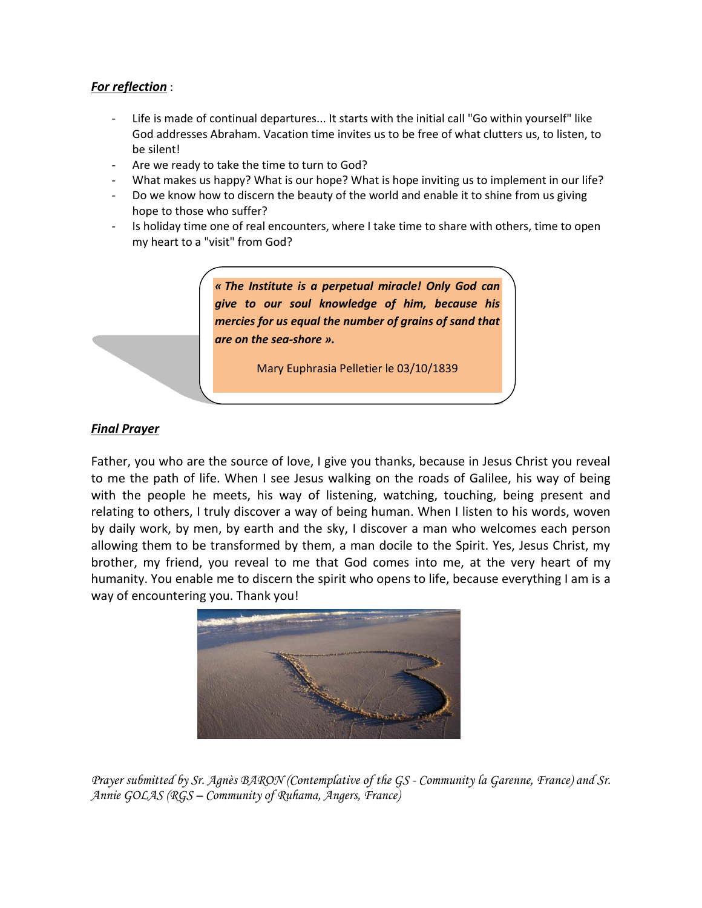***For reflection*** :

- Life is made of continual departures... It starts with the initial call "Go within yourself" like God addresses Abraham. Vacation time invites us to be free of what clutters us, to listen, to be silent!
- Are we ready to take the time to turn to God?
- What makes us happy? What is our hope? What is hope inviting us to implement in our life?
- Do we know how to discern the beauty of the world and enable it to shine from us giving hope to those who suffer?
- Is holiday time one of real encounters, where I take time to share with others, time to open my heart to a "visit" from God?

> ***« The Institute is a perpetual miracle! Only God can give to our soul knowledge of him, because his mercies for us equal the number of grains of sand that are on the sea-shore ».***
>
> Mary Euphrasia Pelletier le 03/10/1839

***Final Prayer***

Father, you who are the source of love, I give you thanks, because in Jesus Christ you reveal to me the path of life. When I see Jesus walking on the roads of Galilee, his way of being with the people he meets, his way of listening, watching, touching, being present and relating to others, I truly discover a way of being human. When I listen to his words, woven by daily work, by men, by earth and the sky, I discover a man who welcomes each person allowing them to be transformed by them, a man docile to the Spirit. Yes, Jesus Christ, my brother, my friend, you reveal to me that God comes into me, at the very heart of my humanity. You enable me to discern the spirit who opens to life, because everything I am is a way of encountering you. Thank you!

*Prayer submitted by Sr. Agnès BARON (Contemplative of the GS - Community la Garenne, France) and Sr. Annie GOLAS (RGS – Community of Ruhama, Angers, France)*